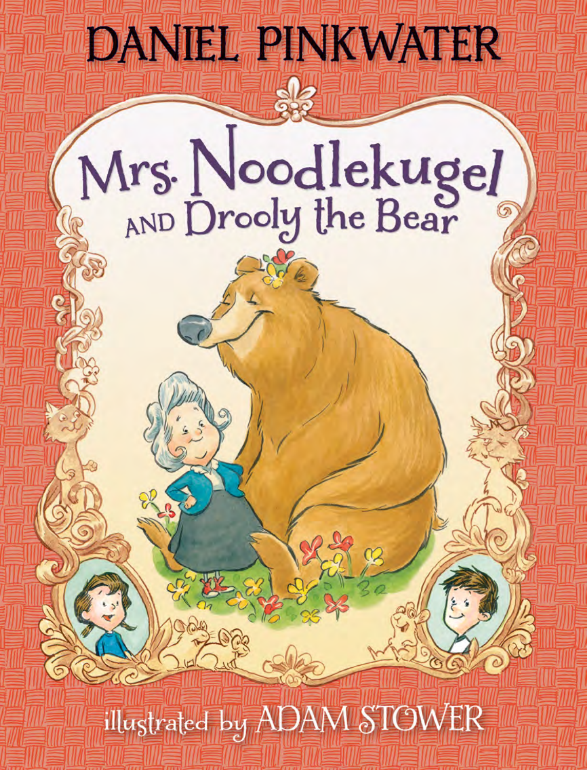DANIEL PINKWATER

# Mrs. Noodlekugel AND Drooly the Bear

illustrated by ADAM STOWER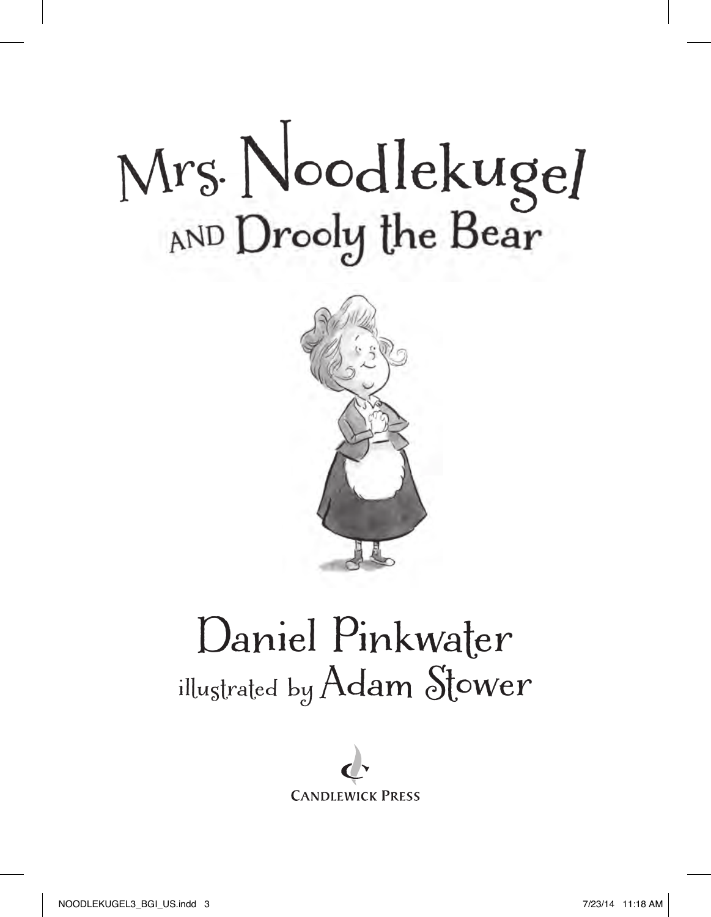# Mrs. Noodlekugel
## AND Drooly the Bear

Daniel Pinkwater

illustrated by Adam Stower

CANDLEWICK PRESS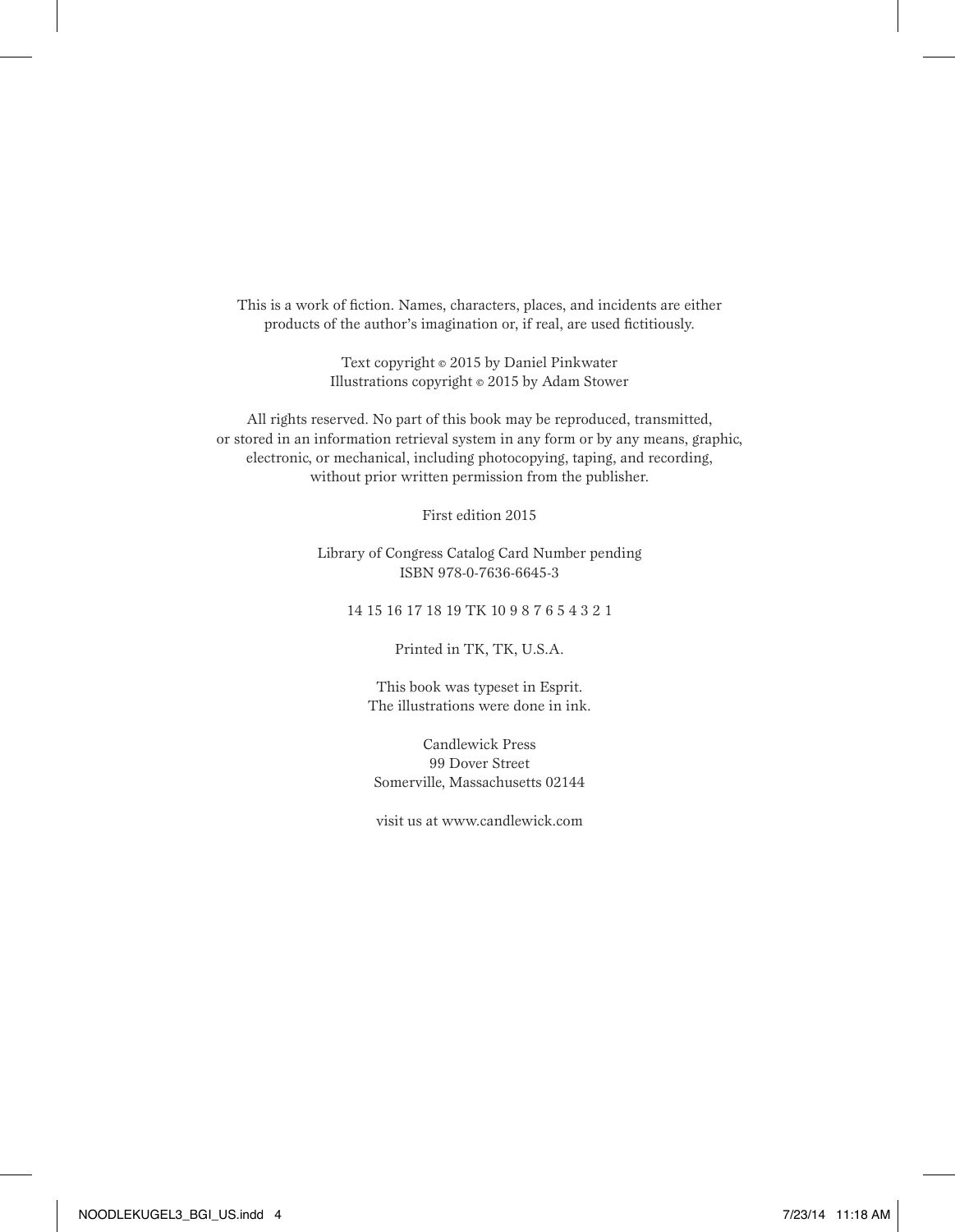This is a work of fiction. Names, characters, places, and incidents are either products of the author's imagination or, if real, are used fictitiously.

Text copyright © 2015 by Daniel Pinkwater
Illustrations copyright © 2015 by Adam Stower

All rights reserved. No part of this book may be reproduced, transmitted, or stored in an information retrieval system in any form or by any means, graphic, electronic, or mechanical, including photocopying, taping, and recording, without prior written permission from the publisher.

First edition 2015

Library of Congress Catalog Card Number pending
ISBN 978-0-7636-6645-3

14 15 16 17 18 19 TK 10 9 8 7 6 5 4 3 2 1

Printed in TK, TK, U.S.A.

This book was typeset in Esprit.
The illustrations were done in ink.

Candlewick Press
99 Dover Street
Somerville, Massachusetts 02144

visit us at www.candlewick.com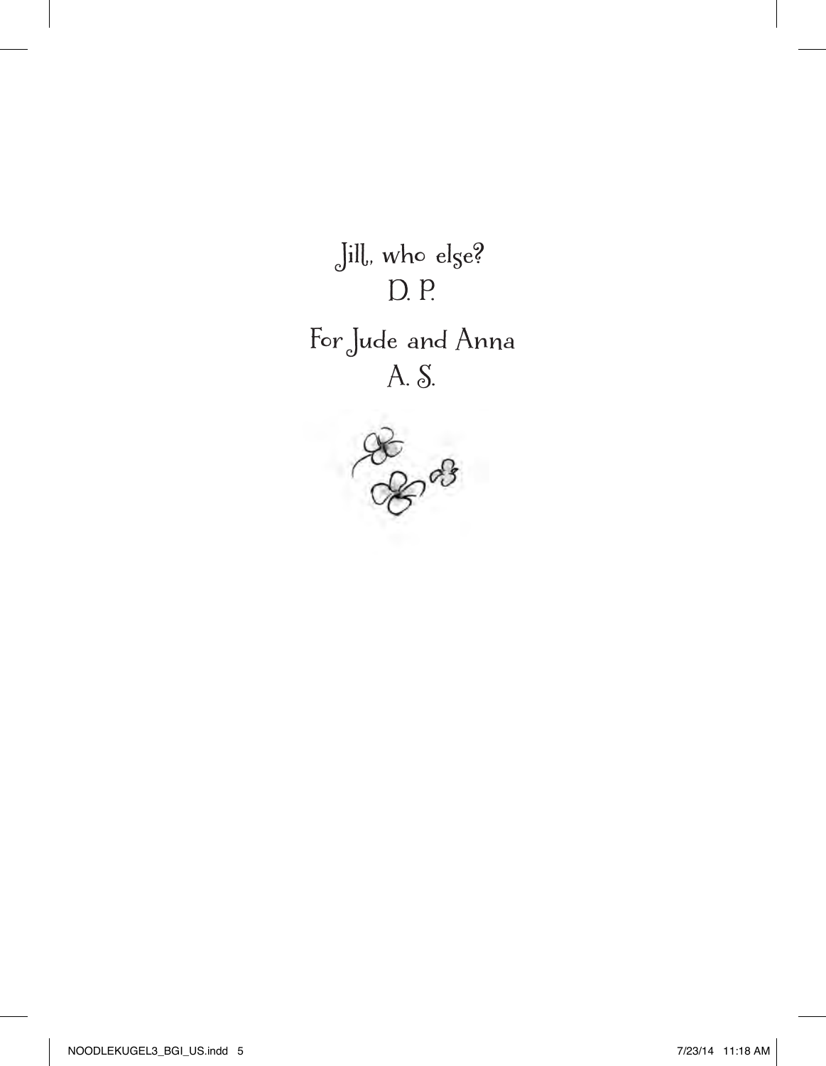Jill, who else?
D. P.

For Jude and Anna
A. S.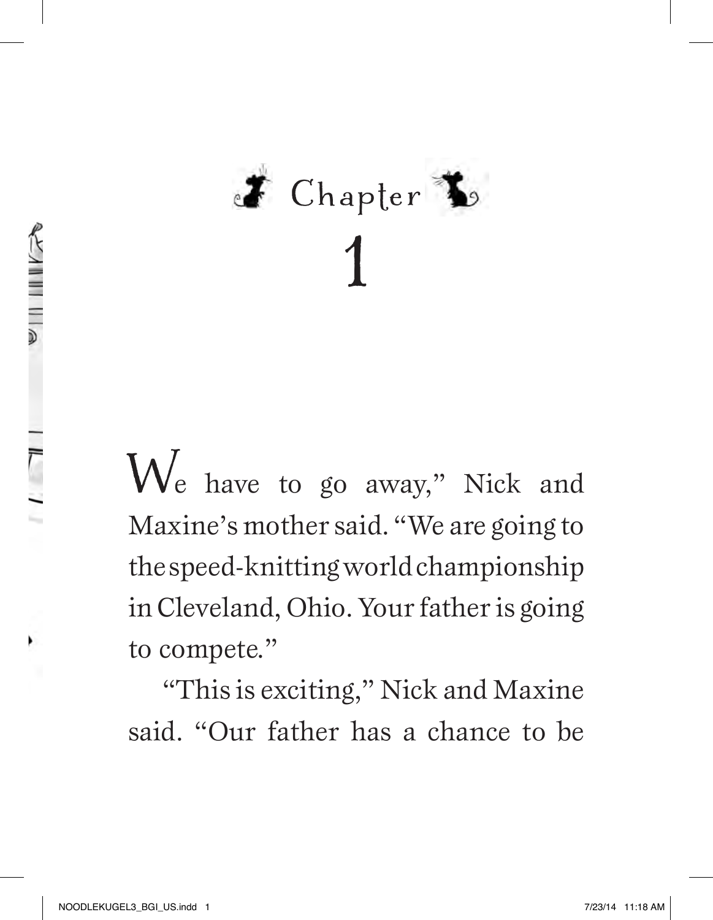# Chapter 1

We have to go away," Nick and Maxine's mother said. "We are going to the speed-knitting world championship in Cleveland, Ohio. Your father is going to compete."

"This is exciting," Nick and Maxine said. "Our father has a chance to be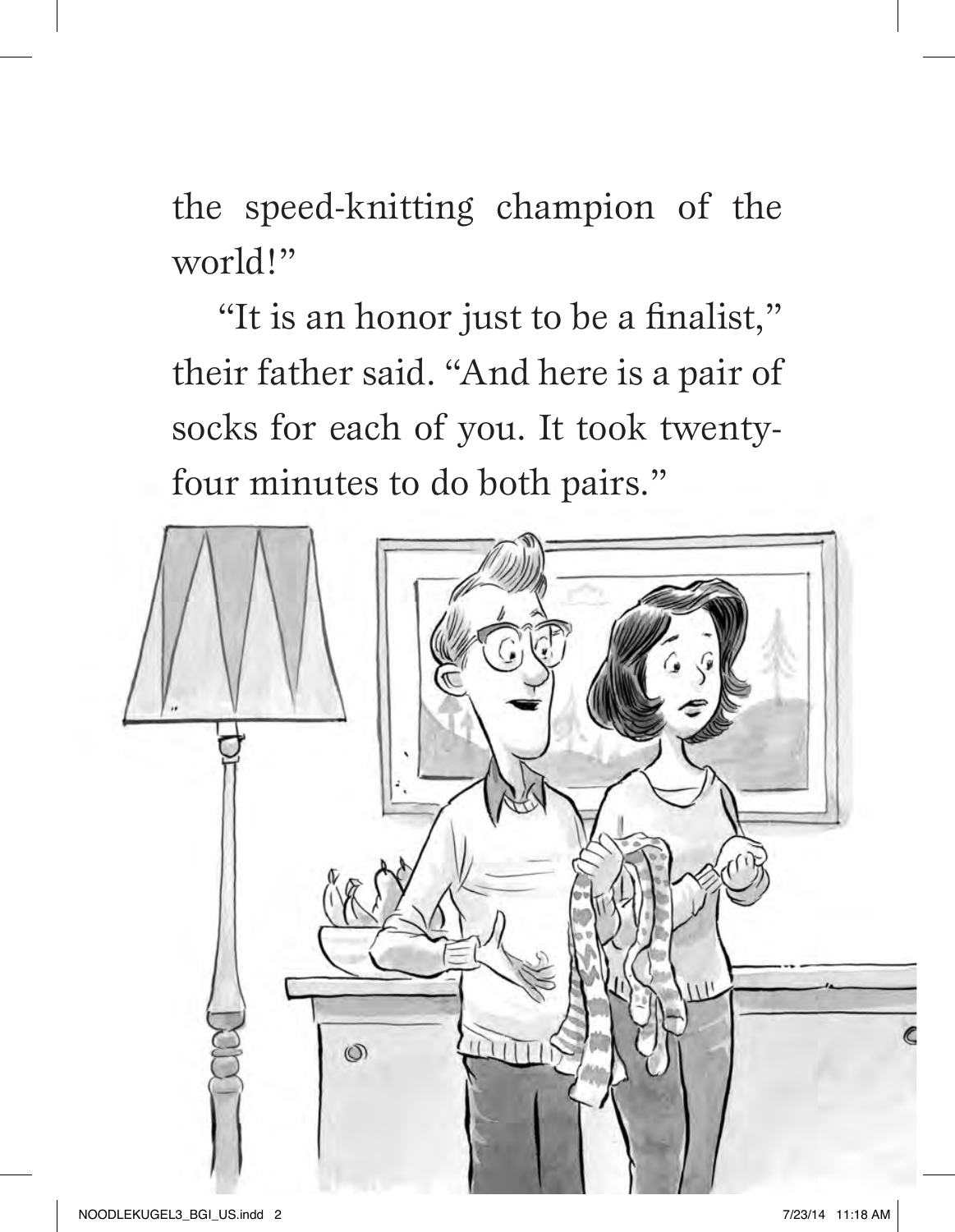the speed-knitting champion of the world!"

"It is an honor just to be a finalist," their father said. "And here is a pair of socks for each of you. It took twenty-four minutes to do both pairs."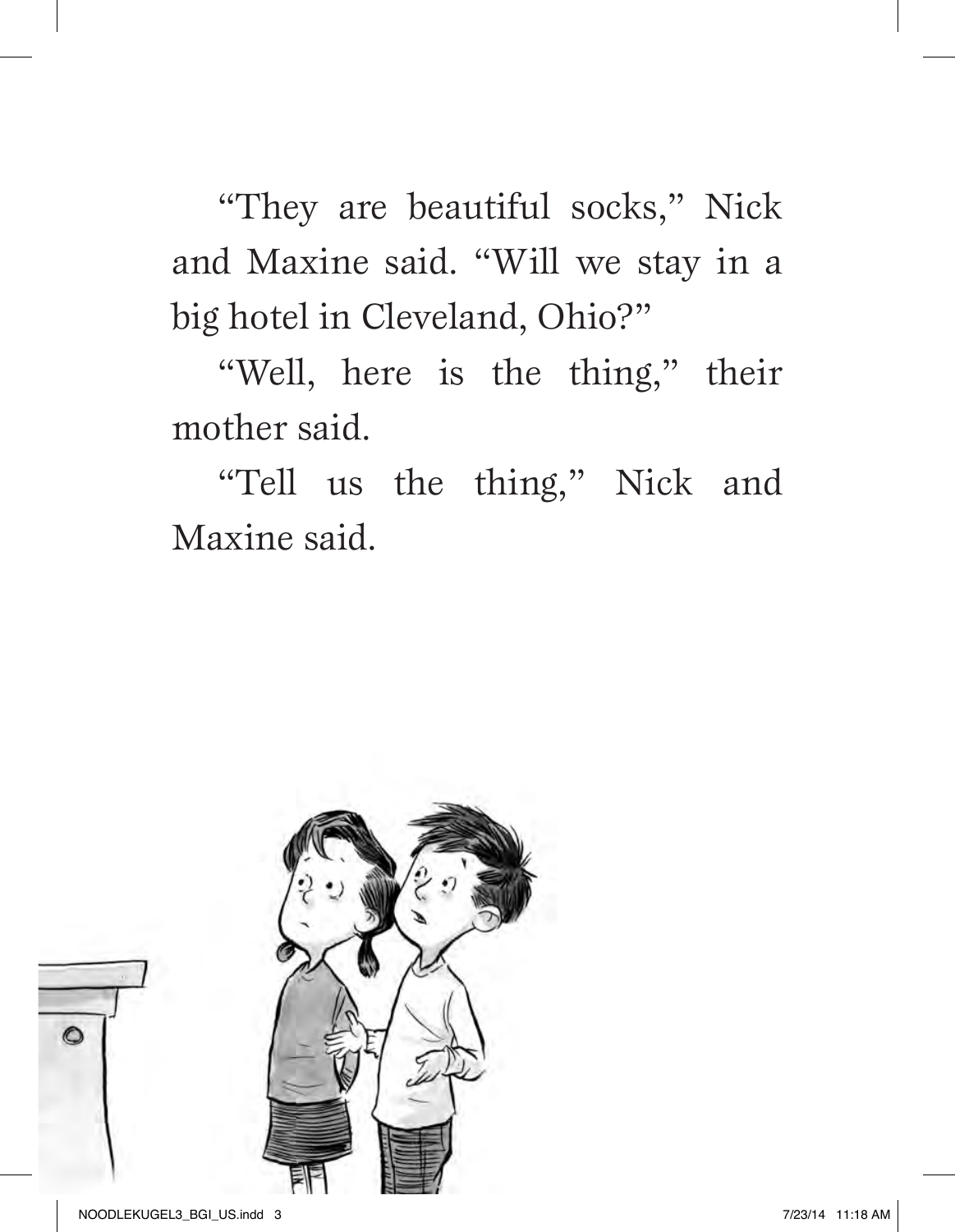"They are beautiful socks," Nick and Maxine said. "Will we stay in a big hotel in Cleveland, Ohio?"

"Well, here is the thing," their mother said.

"Tell us the thing," Nick and Maxine said.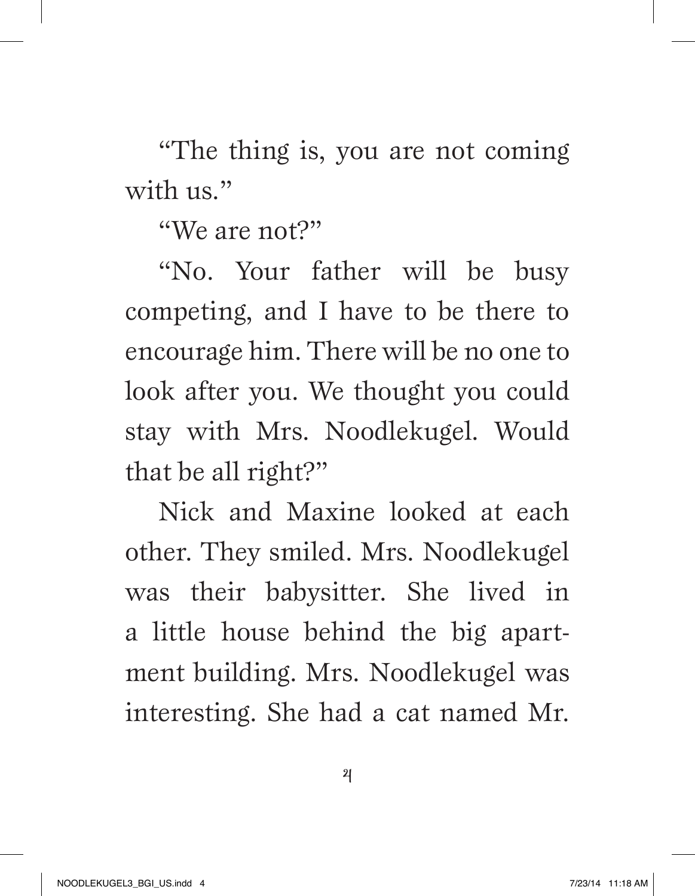"The thing is, you are not coming with us."

"We are not?"

"No. Your father will be busy competing, and I have to be there to encourage him. There will be no one to look after you. We thought you could stay with Mrs. Noodlekugel. Would that be all right?"

Nick and Maxine looked at each other. They smiled. Mrs. Noodlekugel was their babysitter. She lived in a little house behind the big apartment building. Mrs. Noodlekugel was interesting. She had a cat named Mr.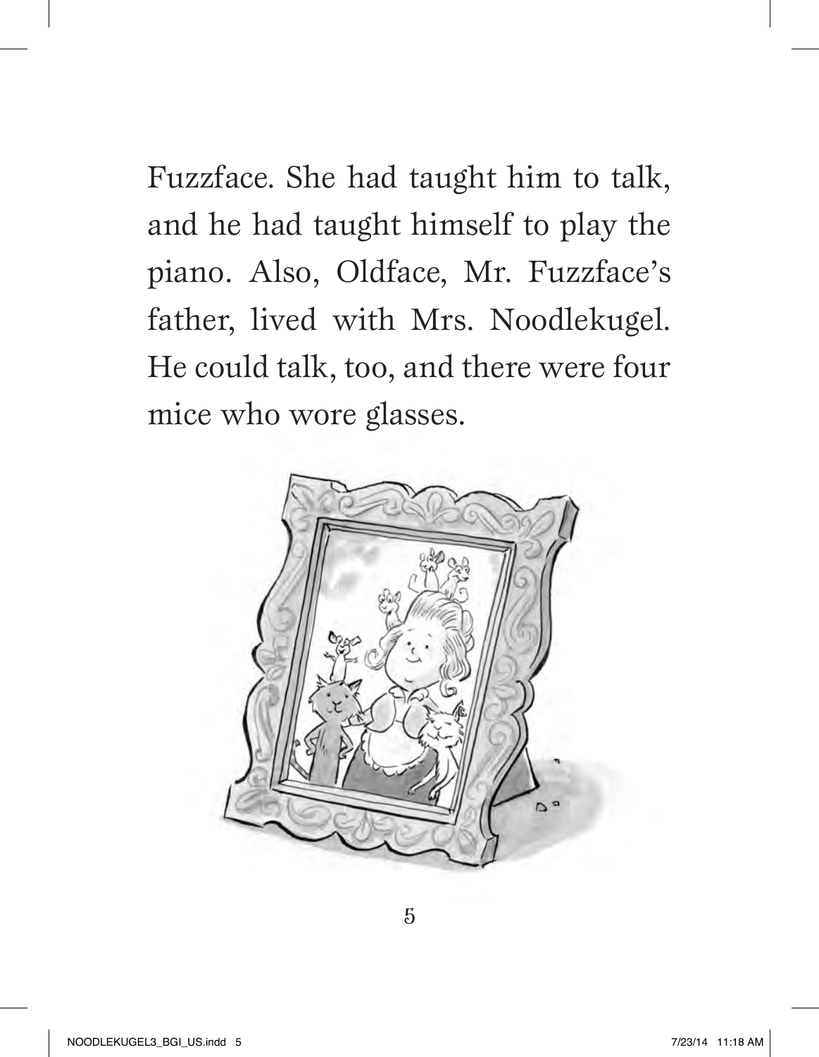Fuzzface. She had taught him to talk, and he had taught himself to play the piano. Also, Oldface, Mr. Fuzzface's father, lived with Mrs. Noodlekugel. He could talk, too, and there were four mice who wore glasses.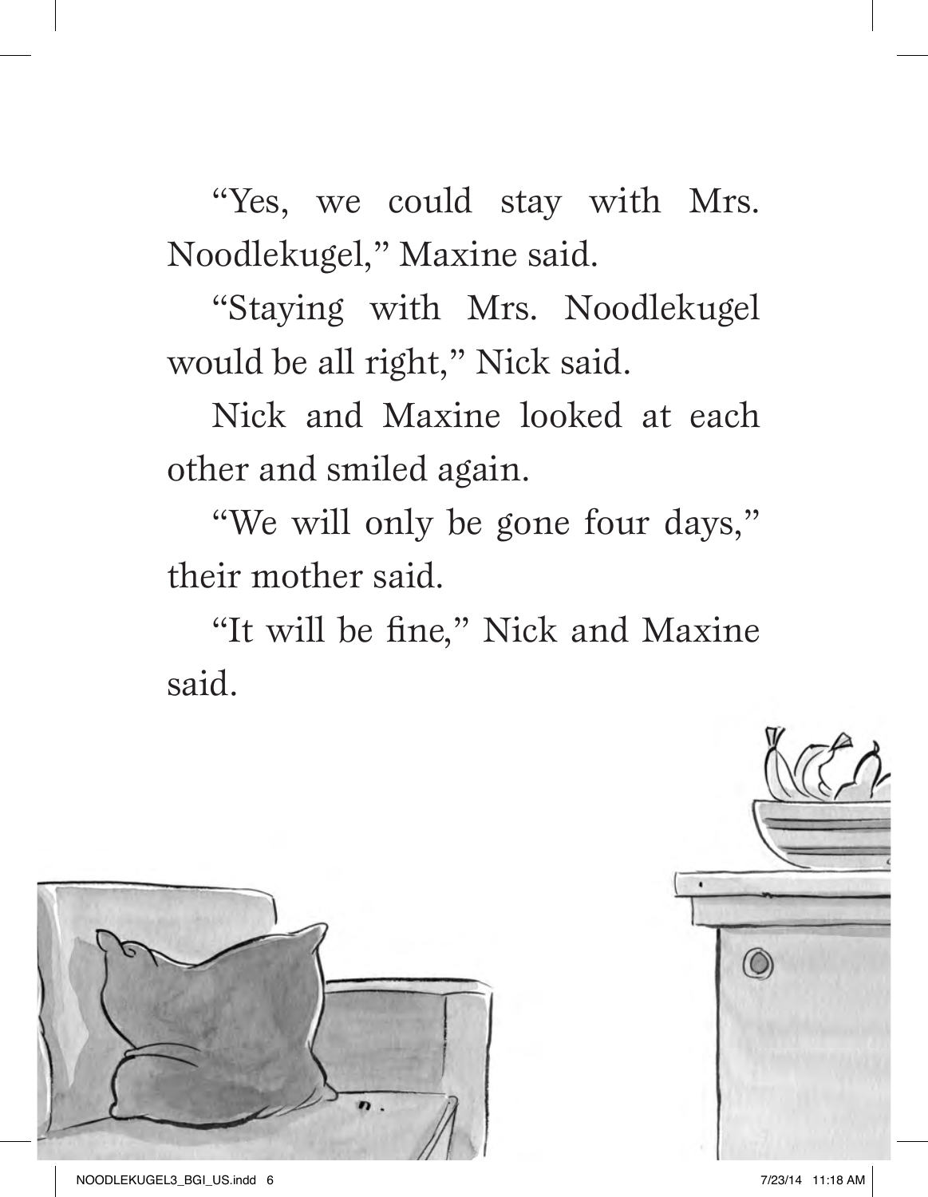"Yes, we could stay with Mrs. Noodlekugel," Maxine said.

"Staying with Mrs. Noodlekugel would be all right," Nick said.

Nick and Maxine looked at each other and smiled again.

"We will only be gone four days," their mother said.

"It will be fine," Nick and Maxine said.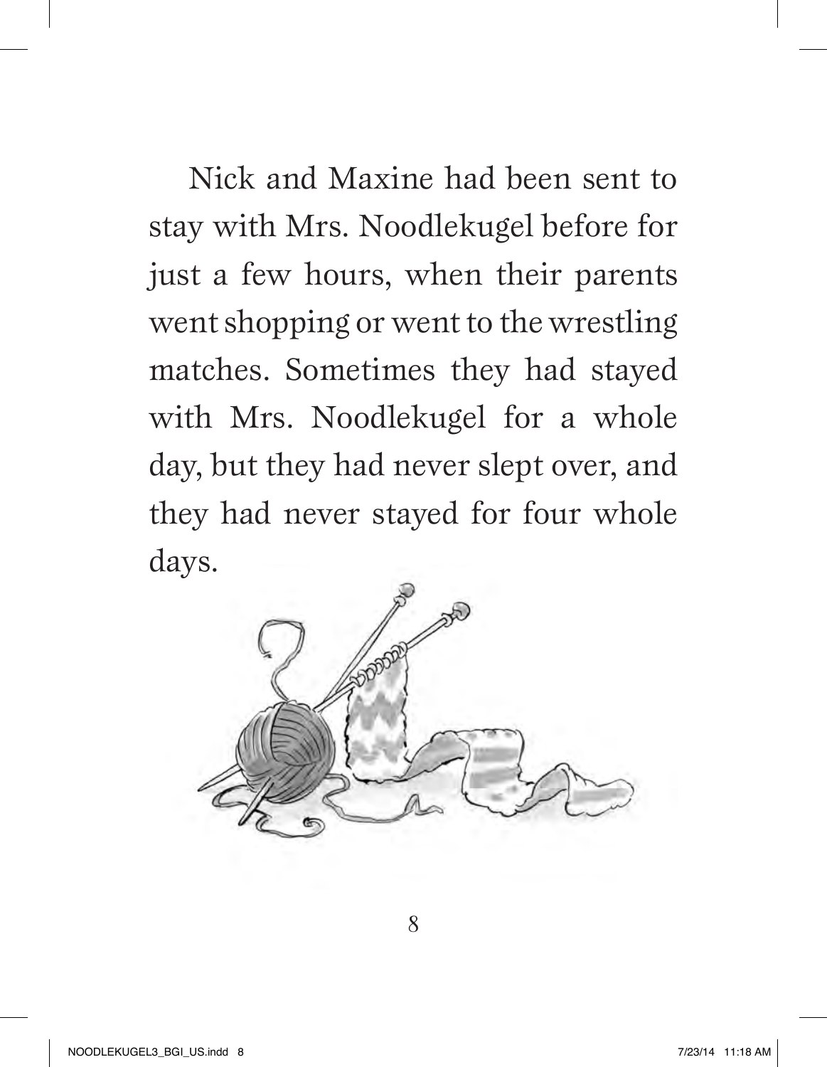Nick and Maxine had been sent to stay with Mrs. Noodlekugel before for just a few hours, when their parents went shopping or went to the wrestling matches. Sometimes they had stayed with Mrs. Noodlekugel for a whole day, but they had never slept over, and they had never stayed for four whole days.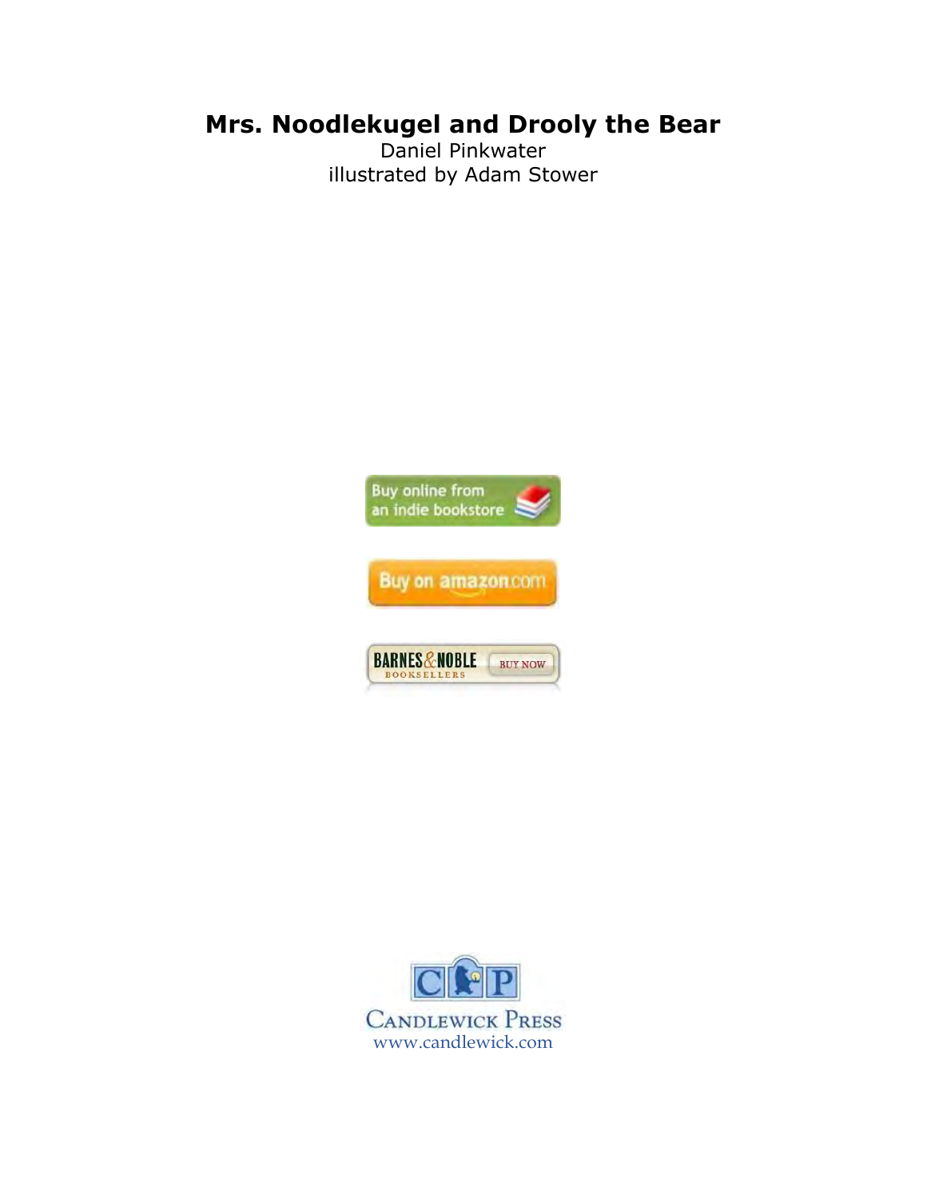# Mrs. Noodlekugel and Drooly the Bear

Daniel Pinkwater
illustrated by Adam Stower

Buy online from an indie bookstore

Buy on amazon.com

BARNES & NOBLE BOOKSELLERS BUY NOW

CANDLEWICK PRESS
www.candlewick.com